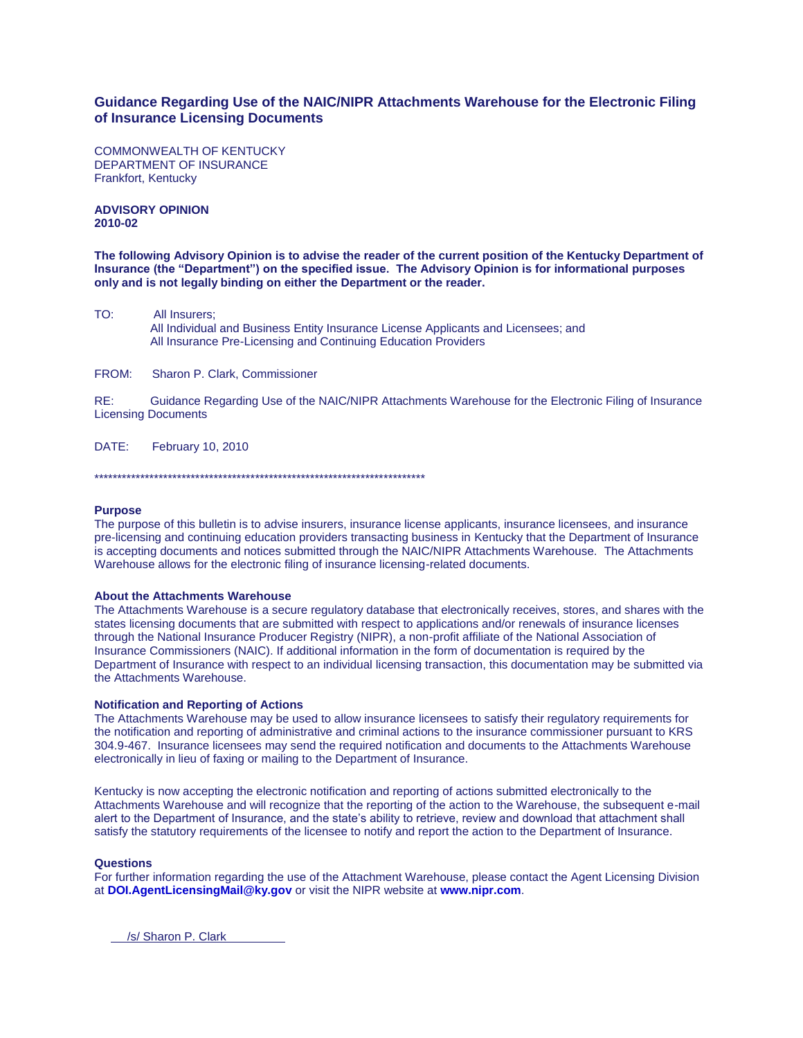# Guidance Regarding Use of the NAIC/NIPR Attachments Warehouse for the Electronic Filing of Insurance Licensing Documents

COMMONWEALTH OF KENTUCKY
DEPARTMENT OF INSURANCE
Frankfort, Kentucky

**ADVISORY OPINION**
**2010-02**

**The following Advisory Opinion is to advise the reader of the current position of the Kentucky Department of Insurance (the "Department") on the specified issue. The Advisory Opinion is for informational purposes only and is not legally binding on either the Department or the reader.**

TO: All Insurers;
All Individual and Business Entity Insurance License Applicants and Licensees; and
All Insurance Pre-Licensing and Continuing Education Providers

FROM: Sharon P. Clark, Commissioner

RE: Guidance Regarding Use of the NAIC/NIPR Attachments Warehouse for the Electronic Filing of Insurance Licensing Documents

DATE: February 10, 2010

************************************************************************

**Purpose**

The purpose of this bulletin is to advise insurers, insurance license applicants, insurance licensees, and insurance pre-licensing and continuing education providers transacting business in Kentucky that the Department of Insurance is accepting documents and notices submitted through the NAIC/NIPR Attachments Warehouse. The Attachments Warehouse allows for the electronic filing of insurance licensing-related documents.

**About the Attachments Warehouse**

The Attachments Warehouse is a secure regulatory database that electronically receives, stores, and shares with the states licensing documents that are submitted with respect to applications and/or renewals of insurance licenses through the National Insurance Producer Registry (NIPR), a non-profit affiliate of the National Association of Insurance Commissioners (NAIC). If additional information in the form of documentation is required by the Department of Insurance with respect to an individual licensing transaction, this documentation may be submitted via the Attachments Warehouse.

**Notification and Reporting of Actions**

The Attachments Warehouse may be used to allow insurance licensees to satisfy their regulatory requirements for the notification and reporting of administrative and criminal actions to the insurance commissioner pursuant to KRS 304.9-467. Insurance licensees may send the required notification and documents to the Attachments Warehouse electronically in lieu of faxing or mailing to the Department of Insurance.

Kentucky is now accepting the electronic notification and reporting of actions submitted electronically to the Attachments Warehouse and will recognize that the reporting of the action to the Warehouse, the subsequent e-mail alert to the Department of Insurance, and the state's ability to retrieve, review and download that attachment shall satisfy the statutory requirements of the licensee to notify and report the action to the Department of Insurance.

**Questions**

For further information regarding the use of the Attachment Warehouse, please contact the Agent Licensing Division at **DOI.AgentLicensingMail@ky.gov** or visit the NIPR website at **www.nipr.com**.

/s/ Sharon P. Clark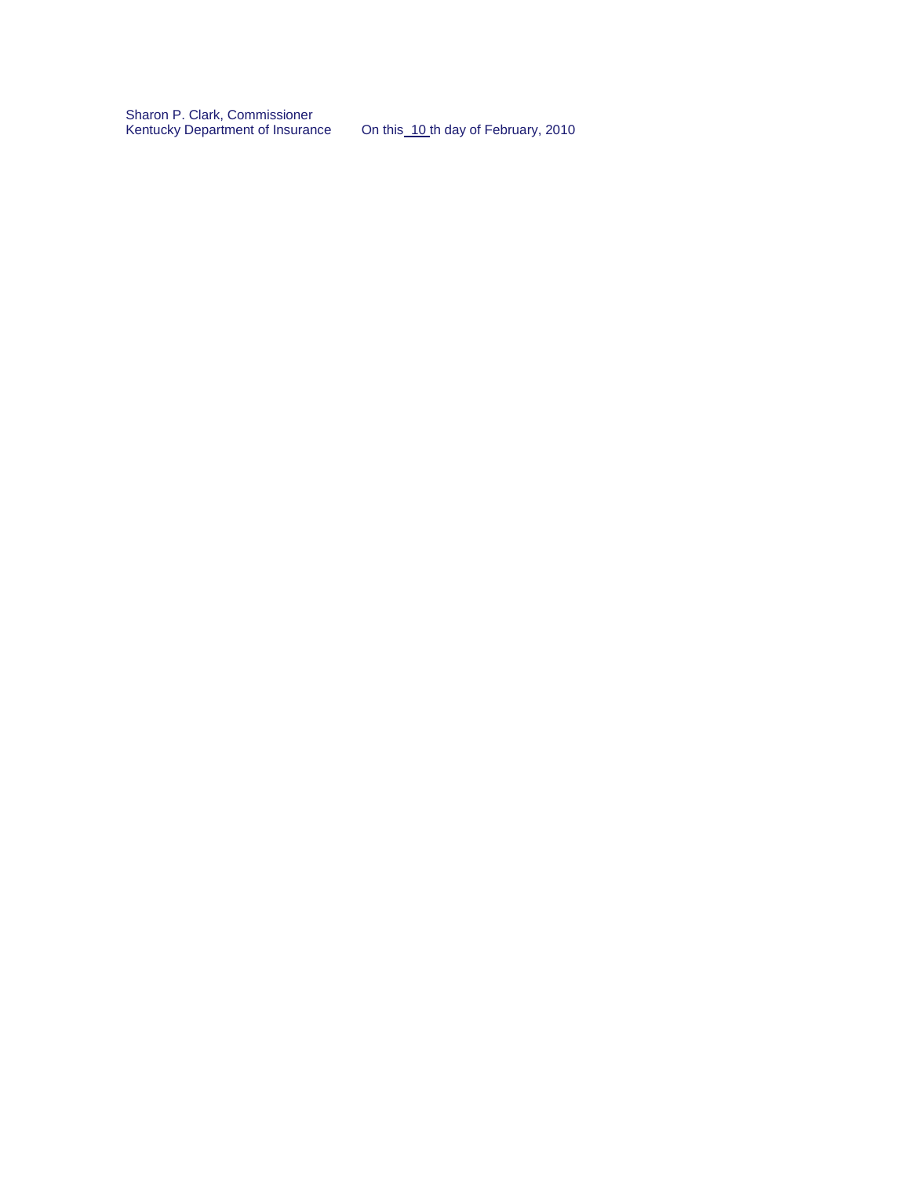Sharon P. Clark, Commissioner
Kentucky Department of Insurance On this 10 th day of February, 2010